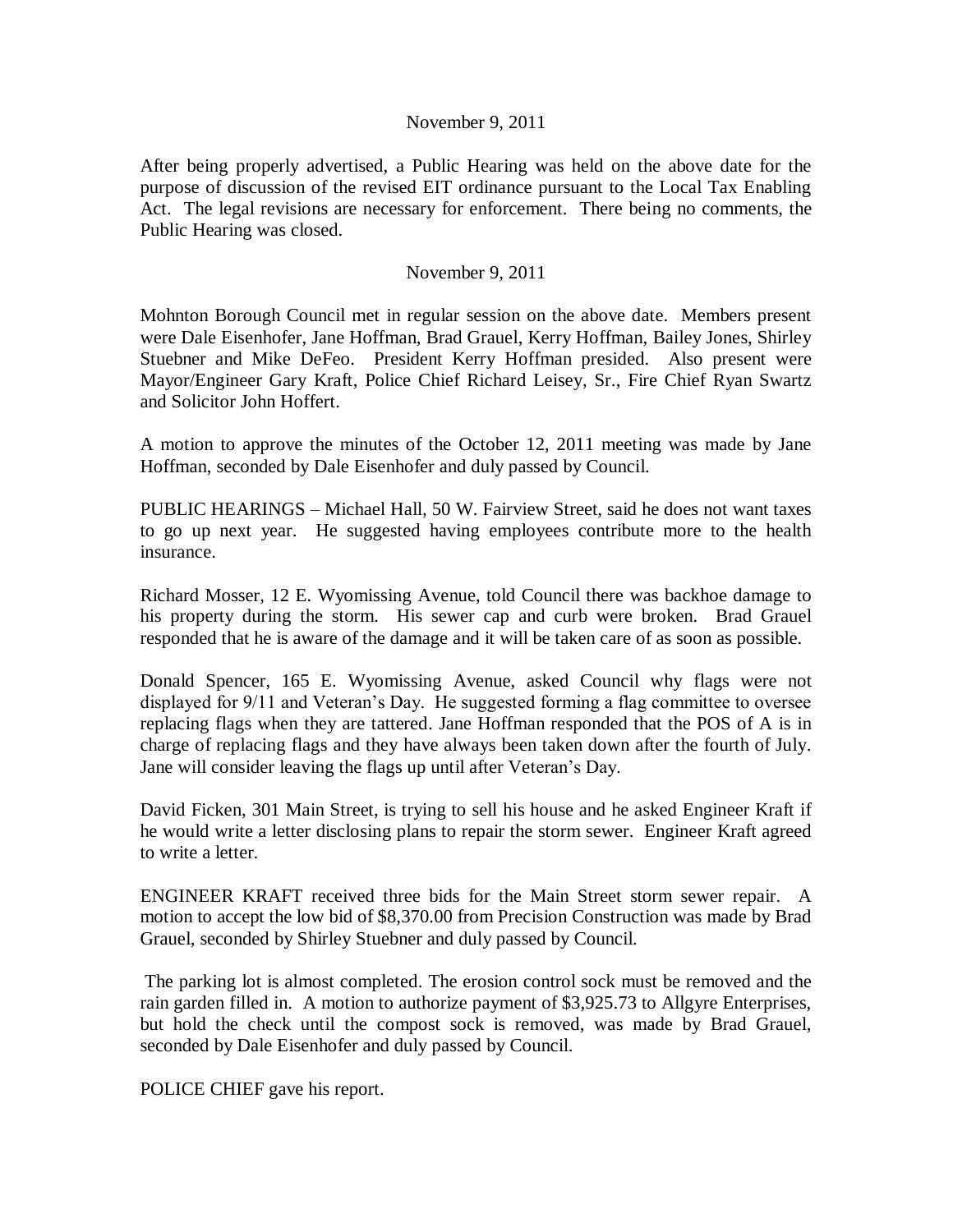November 9, 2011

After being properly advertised, a Public Hearing was held on the above date for the purpose of discussion of the revised EIT ordinance pursuant to the Local Tax Enabling Act. The legal revisions are necessary for enforcement. There being no comments, the Public Hearing was closed.

November 9, 2011

Mohnton Borough Council met in regular session on the above date. Members present were Dale Eisenhofer, Jane Hoffman, Brad Grauel, Kerry Hoffman, Bailey Jones, Shirley Stuebner and Mike DeFeo. President Kerry Hoffman presided. Also present were Mayor/Engineer Gary Kraft, Police Chief Richard Leisey, Sr., Fire Chief Ryan Swartz and Solicitor John Hoffert.

A motion to approve the minutes of the October 12, 2011 meeting was made by Jane Hoffman, seconded by Dale Eisenhofer and duly passed by Council.

PUBLIC HEARINGS – Michael Hall, 50 W. Fairview Street, said he does not want taxes to go up next year. He suggested having employees contribute more to the health insurance.

Richard Mosser, 12 E. Wyomissing Avenue, told Council there was backhoe damage to his property during the storm. His sewer cap and curb were broken. Brad Grauel responded that he is aware of the damage and it will be taken care of as soon as possible.

Donald Spencer, 165 E. Wyomissing Avenue, asked Council why flags were not displayed for 9/11 and Veteran's Day. He suggested forming a flag committee to oversee replacing flags when they are tattered. Jane Hoffman responded that the POS of A is in charge of replacing flags and they have always been taken down after the fourth of July. Jane will consider leaving the flags up until after Veteran's Day.

David Ficken, 301 Main Street, is trying to sell his house and he asked Engineer Kraft if he would write a letter disclosing plans to repair the storm sewer. Engineer Kraft agreed to write a letter.

ENGINEER KRAFT received three bids for the Main Street storm sewer repair. A motion to accept the low bid of $8,370.00 from Precision Construction was made by Brad Grauel, seconded by Shirley Stuebner and duly passed by Council.

The parking lot is almost completed. The erosion control sock must be removed and the rain garden filled in. A motion to authorize payment of $3,925.73 to Allgyre Enterprises, but hold the check until the compost sock is removed, was made by Brad Grauel, seconded by Dale Eisenhofer and duly passed by Council.

POLICE CHIEF gave his report.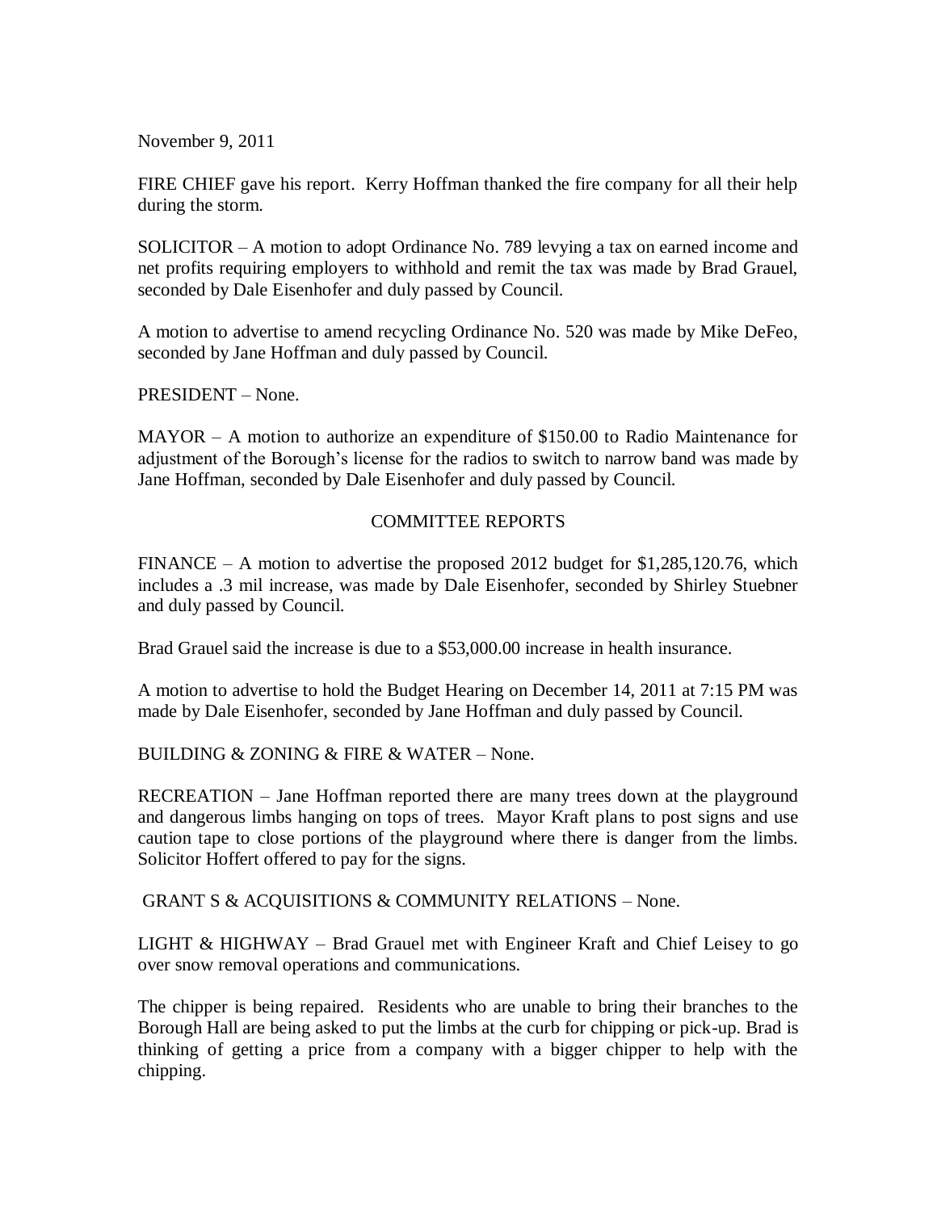November 9, 2011

FIRE CHIEF gave his report. Kerry Hoffman thanked the fire company for all their help during the storm.

SOLICITOR – A motion to adopt Ordinance No. 789 levying a tax on earned income and net profits requiring employers to withhold and remit the tax was made by Brad Grauel, seconded by Dale Eisenhofer and duly passed by Council.

A motion to advertise to amend recycling Ordinance No. 520 was made by Mike DeFeo, seconded by Jane Hoffman and duly passed by Council.

PRESIDENT – None.

MAYOR – A motion to authorize an expenditure of $150.00 to Radio Maintenance for adjustment of the Borough's license for the radios to switch to narrow band was made by Jane Hoffman, seconded by Dale Eisenhofer and duly passed by Council.

## COMMITTEE REPORTS

FINANCE – A motion to advertise the proposed 2012 budget for $1,285,120.76, which includes a .3 mil increase, was made by Dale Eisenhofer, seconded by Shirley Stuebner and duly passed by Council.

Brad Grauel said the increase is due to a $53,000.00 increase in health insurance.

A motion to advertise to hold the Budget Hearing on December 14, 2011 at 7:15 PM was made by Dale Eisenhofer, seconded by Jane Hoffman and duly passed by Council.

BUILDING & ZONING & FIRE & WATER – None.

RECREATION – Jane Hoffman reported there are many trees down at the playground and dangerous limbs hanging on tops of trees. Mayor Kraft plans to post signs and use caution tape to close portions of the playground where there is danger from the limbs. Solicitor Hoffert offered to pay for the signs.

GRANT S & ACQUISITIONS & COMMUNITY RELATIONS – None.

LIGHT & HIGHWAY – Brad Grauel met with Engineer Kraft and Chief Leisey to go over snow removal operations and communications.

The chipper is being repaired. Residents who are unable to bring their branches to the Borough Hall are being asked to put the limbs at the curb for chipping or pick-up. Brad is thinking of getting a price from a company with a bigger chipper to help with the chipping.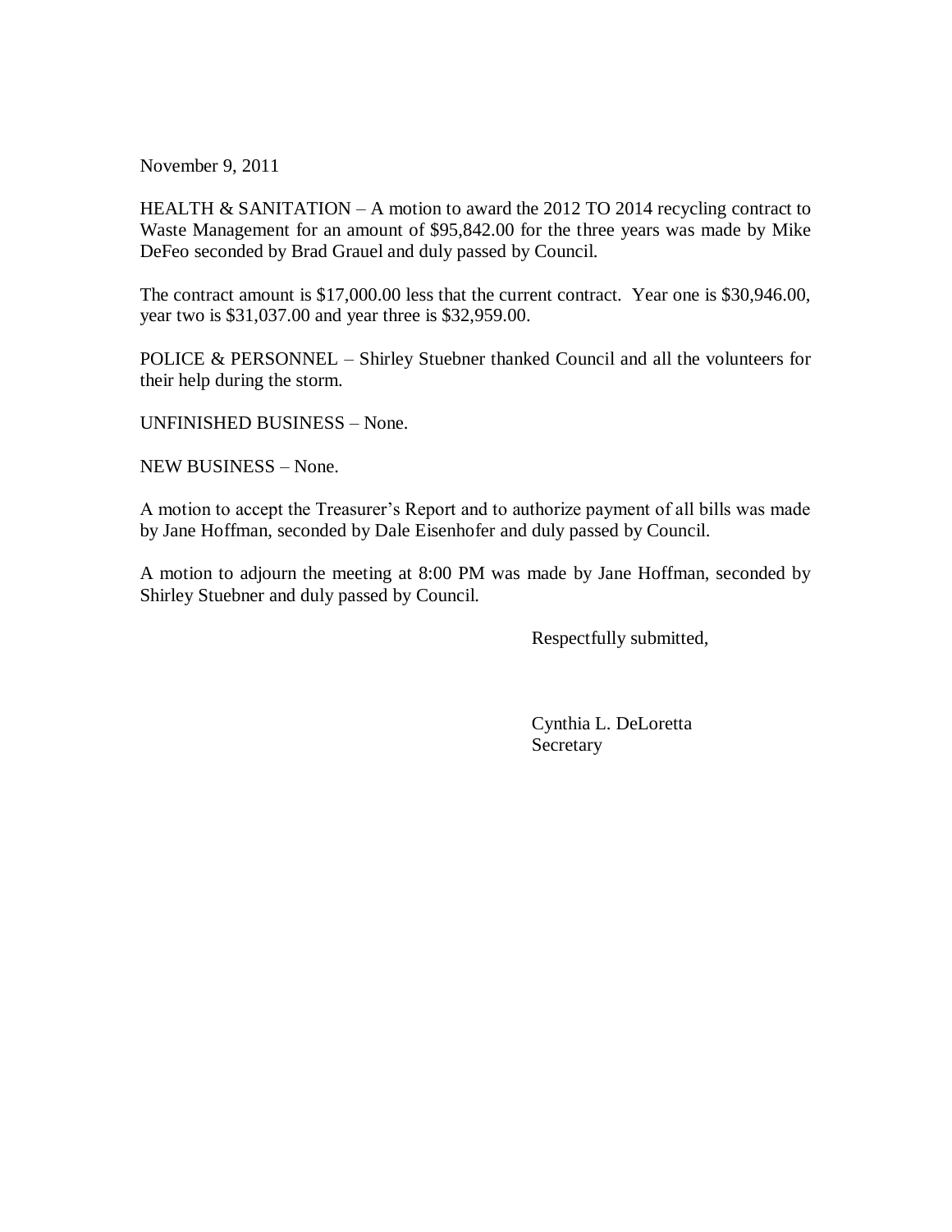November 9, 2011

HEALTH & SANITATION – A motion to award the 2012 TO 2014 recycling contract to Waste Management for an amount of $95,842.00 for the three years was made by Mike DeFeo seconded by Brad Grauel and duly passed by Council.

The contract amount is $17,000.00 less that the current contract. Year one is $30,946.00, year two is $31,037.00 and year three is $32,959.00.

POLICE & PERSONNEL – Shirley Stuebner thanked Council and all the volunteers for their help during the storm.

UNFINISHED BUSINESS – None.

NEW BUSINESS – None.

A motion to accept the Treasurer's Report and to authorize payment of all bills was made by Jane Hoffman, seconded by Dale Eisenhofer and duly passed by Council.

A motion to adjourn the meeting at 8:00 PM was made by Jane Hoffman, seconded by Shirley Stuebner and duly passed by Council.

Respectfully submitted,

Cynthia L. DeLoretta
Secretary